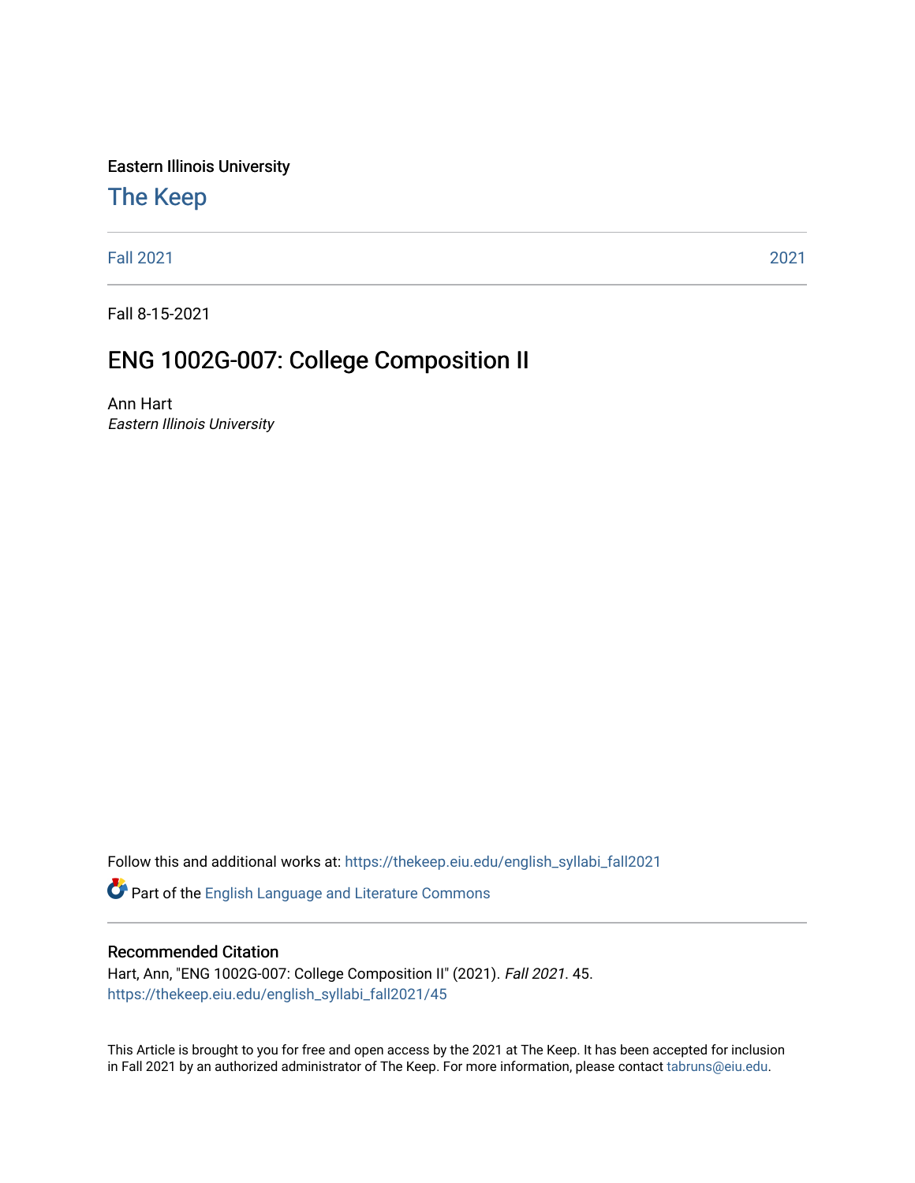Eastern Illinois University

# The Keep

Fall 2021 | 2021

Fall 8-15-2021

## ENG 1002G-007: College Composition II

Ann Hart
*Eastern Illinois University*

Follow this and additional works at: https://thekeep.eiu.edu/english_syllabi_fall2021

Part of the English Language and Literature Commons

### Recommended Citation

Hart, Ann, "ENG 1002G-007: College Composition II" (2021). *Fall 2021*. 45.
https://thekeep.eiu.edu/english_syllabi_fall2021/45

This Article is brought to you for free and open access by the 2021 at The Keep. It has been accepted for inclusion in Fall 2021 by an authorized administrator of The Keep. For more information, please contact tabruns@eiu.edu.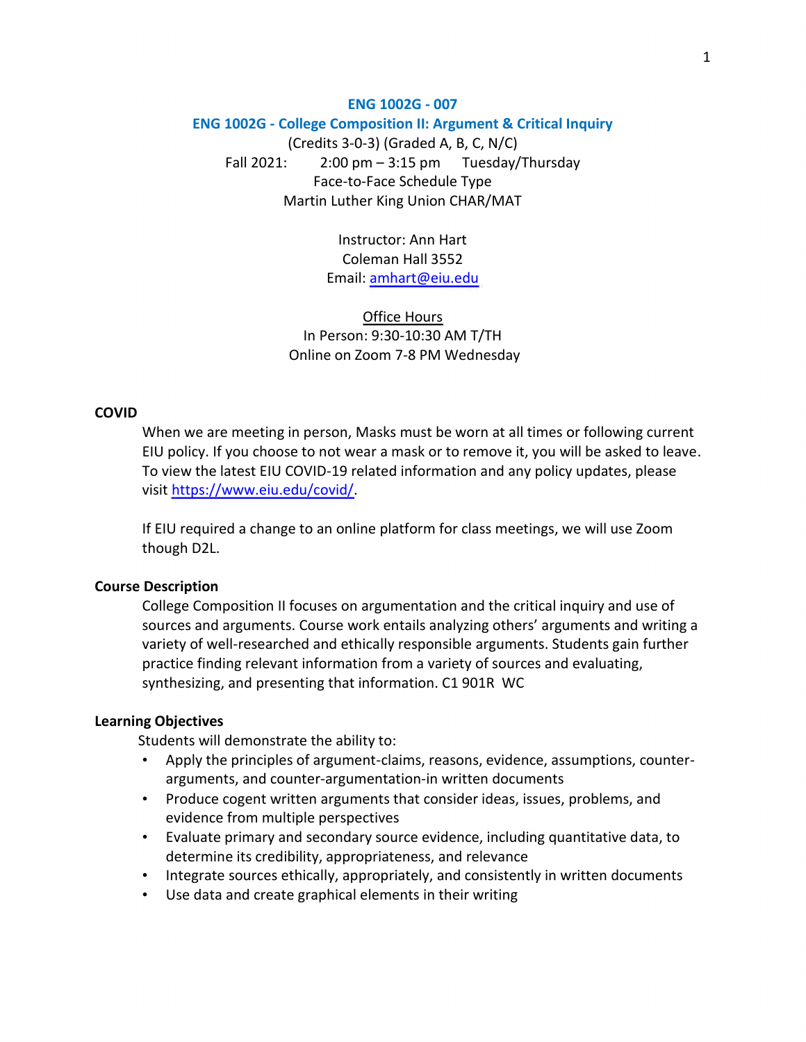**ENG 1002G - 007**

**ENG 1002G - College Composition II: Argument & Critical Inquiry**

(Credits 3-0-3) (Graded A, B, C, N/C)

Fall 2021: 2:00 pm – 3:15 pm Tuesday/Thursday

Face-to-Face Schedule Type

Martin Luther King Union CHAR/MAT

Instructor: Ann Hart

Coleman Hall 3552

Email: [amhart@eiu.edu](mailto:amhart@eiu.edu)

Office Hours

In Person: 9:30-10:30 AM T/TH

Online on Zoom 7-8 PM Wednesday

**COVID**

When we are meeting in person, Masks must be worn at all times or following current EIU policy. If you choose to not wear a mask or to remove it, you will be asked to leave. To view the latest EIU COVID-19 related information and any policy updates, please visit [https://www.eiu.edu/covid/](https://www.eiu.edu/covid/).

If EIU required a change to an online platform for class meetings, we will use Zoom though D2L.

**Course Description**

College Composition II focuses on argumentation and the critical inquiry and use of sources and arguments. Course work entails analyzing others' arguments and writing a variety of well-researched and ethically responsible arguments. Students gain further practice finding relevant information from a variety of sources and evaluating, synthesizing, and presenting that information. C1 901R WC

**Learning Objectives**

Students will demonstrate the ability to:

- Apply the principles of argument-claims, reasons, evidence, assumptions, counter-arguments, and counter-argumentation-in written documents
- Produce cogent written arguments that consider ideas, issues, problems, and evidence from multiple perspectives
- Evaluate primary and secondary source evidence, including quantitative data, to determine its credibility, appropriateness, and relevance
- Integrate sources ethically, appropriately, and consistently in written documents
- Use data and create graphical elements in their writing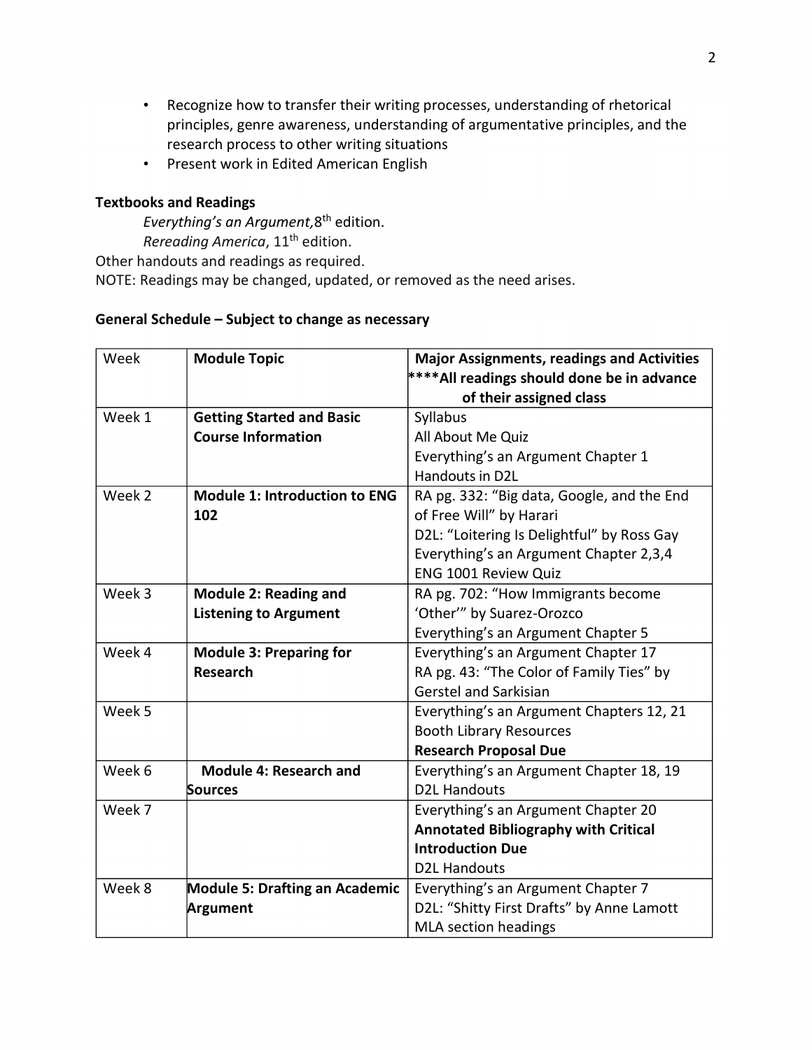- Recognize how to transfer their writing processes, understanding of rhetorical principles, genre awareness, understanding of argumentative principles, and the research process to other writing situations
- Present work in Edited American English

**Textbooks and Readings**

*Everything's an Argument,* 8th edition.
*Rereading America*, 11th edition.
Other handouts and readings as required.
NOTE: Readings may be changed, updated, or removed as the need arises.

**General Schedule – Subject to change as necessary**

| Week | **Module Topic** | **Major Assignments, readings and Activities** **\*\*\*\*All readings should done be in advance of their assigned class** |
|---|---|---|
| Week 1 | **Getting Started and Basic Course Information** | Syllabus<br>All About Me Quiz<br>Everything's an Argument Chapter 1<br>Handouts in D2L |
| Week 2 | **Module 1: Introduction to ENG 102** | RA pg. 332: "Big data, Google, and the End of Free Will" by Harari<br>D2L: "Loitering Is Delightful" by Ross Gay<br>Everything's an Argument Chapter 2,3,4<br>ENG 1001 Review Quiz |
| Week 3 | **Module 2: Reading and Listening to Argument** | RA pg. 702: "How Immigrants become 'Other'" by Suarez-Orozco<br>Everything's an Argument Chapter 5 |
| Week 4 | **Module 3: Preparing for Research** | Everything's an Argument Chapter 17<br>RA pg. 43: "The Color of Family Ties" by Gerstel and Sarkisian |
| Week 5 | | Everything's an Argument Chapters 12, 21<br>Booth Library Resources<br>**Research Proposal Due** |
| Week 6 | **Module 4: Research and Sources** | Everything's an Argument Chapter 18, 19<br>D2L Handouts |
| Week 7 | | Everything's an Argument Chapter 20<br>**Annotated Bibliography with Critical Introduction Due**<br>D2L Handouts |
| Week 8 | **Module 5: Drafting an Academic Argument** | Everything's an Argument Chapter 7<br>D2L: "Shitty First Drafts" by Anne Lamott<br>MLA section headings |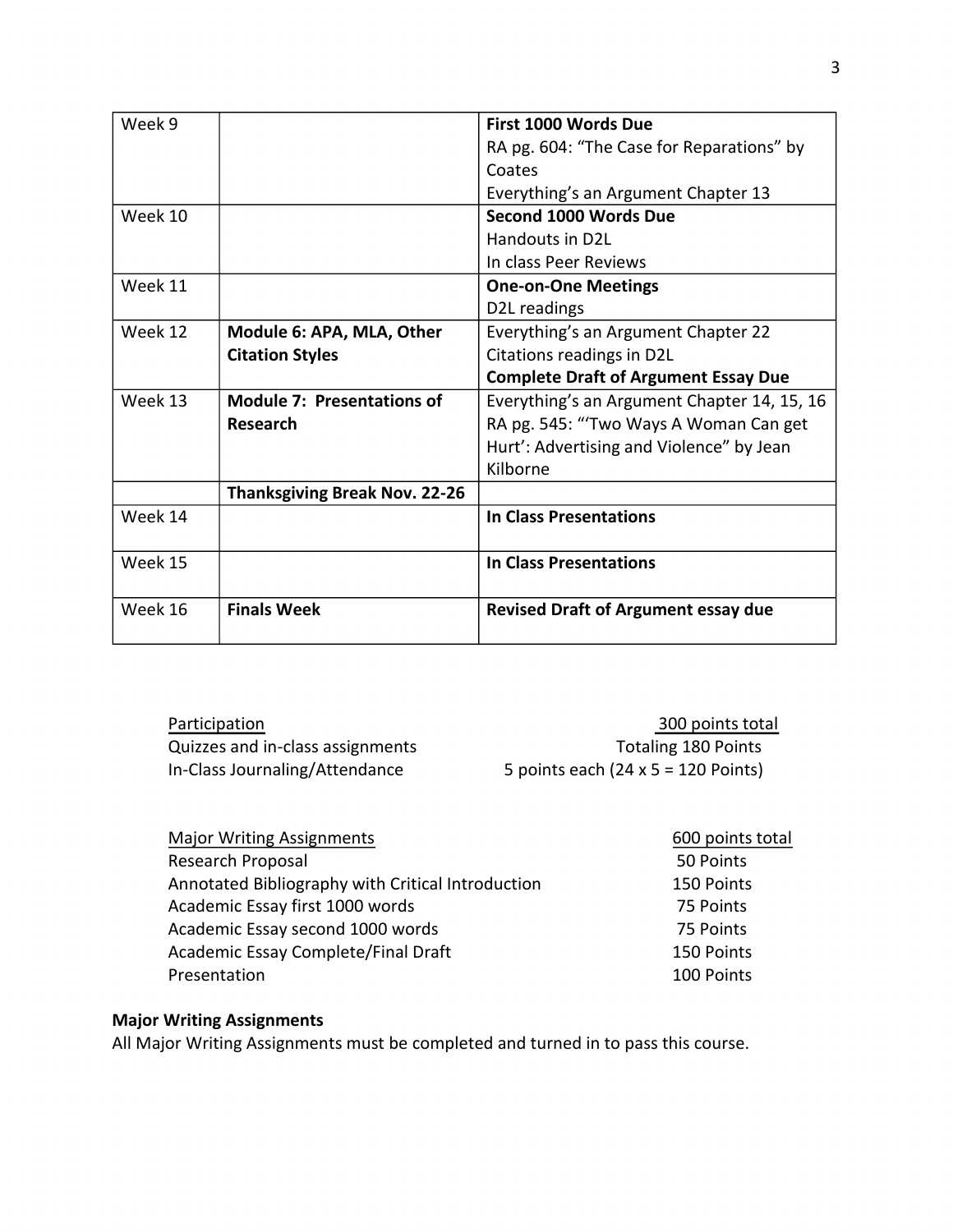| | | |
|---|---|---|
| Week 9 | | **First 1000 Words Due**<br>RA pg. 604: "The Case for Reparations" by Coates<br>Everything's an Argument Chapter 13 |
| Week 10 | | **Second 1000 Words Due**<br>Handouts in D2L<br>In class Peer Reviews |
| Week 11 | | **One-on-One Meetings**<br>D2L readings |
| Week 12 | **Module 6: APA, MLA, Other Citation Styles** | Everything's an Argument Chapter 22<br>Citations readings in D2L<br>**Complete Draft of Argument Essay Due** |
| Week 13 | **Module 7: Presentations of Research** | Everything's an Argument Chapter 14, 15, 16<br>RA pg. 545: "'Two Ways A Woman Can get Hurt': Advertising and Violence" by Jean Kilborne |
| | **Thanksgiving Break Nov. 22-26** | |
| Week 14 | | **In Class Presentations** |
| Week 15 | | **In Class Presentations** |
| Week 16 | **Finals Week** | **Revised Draft of Argument essay due** |

| <u>Participation</u> | <u>300 points total</u> |
|---|---|
| Quizzes and in-class assignments | Totaling 180 Points |
| In-Class Journaling/Attendance | 5 points each (24 x 5 = 120 Points) |

| <u>Major Writing Assignments</u> | <u>600 points total</u> |
|---|---|
| Research Proposal | 50 Points |
| Annotated Bibliography with Critical Introduction | 150 Points |
| Academic Essay first 1000 words | 75 Points |
| Academic Essay second 1000 words | 75 Points |
| Academic Essay Complete/Final Draft | 150 Points |
| Presentation | 100 Points |

**Major Writing Assignments**

All Major Writing Assignments must be completed and turned in to pass this course.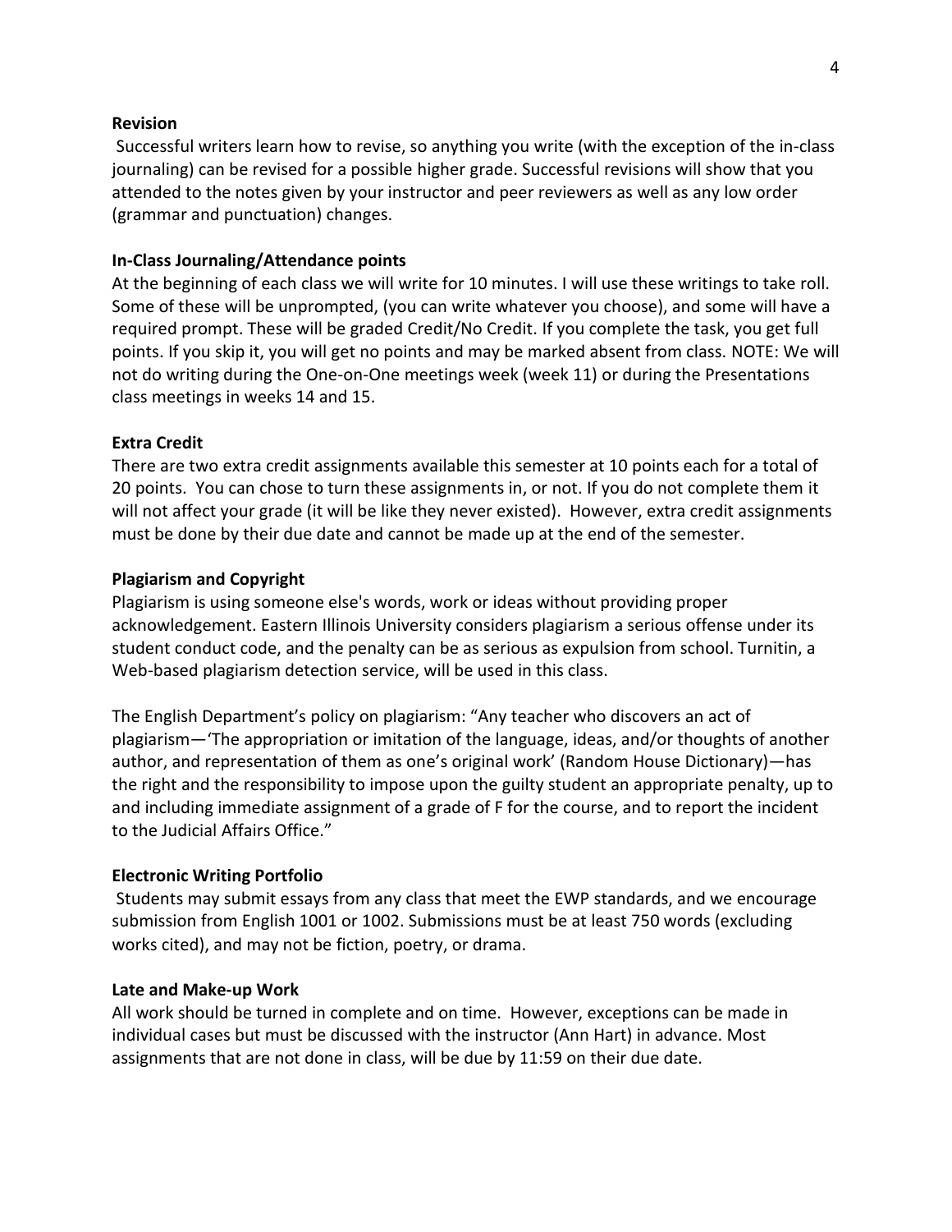**Revision**

Successful writers learn how to revise, so anything you write (with the exception of the in-class journaling) can be revised for a possible higher grade. Successful revisions will show that you attended to the notes given by your instructor and peer reviewers as well as any low order (grammar and punctuation) changes.

**In-Class Journaling/Attendance points**

At the beginning of each class we will write for 10 minutes. I will use these writings to take roll. Some of these will be unprompted, (you can write whatever you choose), and some will have a required prompt. These will be graded Credit/No Credit. If you complete the task, you get full points. If you skip it, you will get no points and may be marked absent from class. NOTE: We will not do writing during the One-on-One meetings week (week 11) or during the Presentations class meetings in weeks 14 and 15.

**Extra Credit**

There are two extra credit assignments available this semester at 10 points each for a total of 20 points. You can chose to turn these assignments in, or not. If you do not complete them it will not affect your grade (it will be like they never existed). However, extra credit assignments must be done by their due date and cannot be made up at the end of the semester.

**Plagiarism and Copyright**

Plagiarism is using someone else's words, work or ideas without providing proper acknowledgement. Eastern Illinois University considers plagiarism a serious offense under its student conduct code, and the penalty can be as serious as expulsion from school. Turnitin, a Web-based plagiarism detection service, will be used in this class.

The English Department's policy on plagiarism: "Any teacher who discovers an act of plagiarism—'The appropriation or imitation of the language, ideas, and/or thoughts of another author, and representation of them as one's original work' (Random House Dictionary)—has the right and the responsibility to impose upon the guilty student an appropriate penalty, up to and including immediate assignment of a grade of F for the course, and to report the incident to the Judicial Affairs Office."

**Electronic Writing Portfolio**

Students may submit essays from any class that meet the EWP standards, and we encourage submission from English 1001 or 1002. Submissions must be at least 750 words (excluding works cited), and may not be fiction, poetry, or drama.

**Late and Make-up Work**

All work should be turned in complete and on time. However, exceptions can be made in individual cases but must be discussed with the instructor (Ann Hart) in advance. Most assignments that are not done in class, will be due by 11:59 on their due date.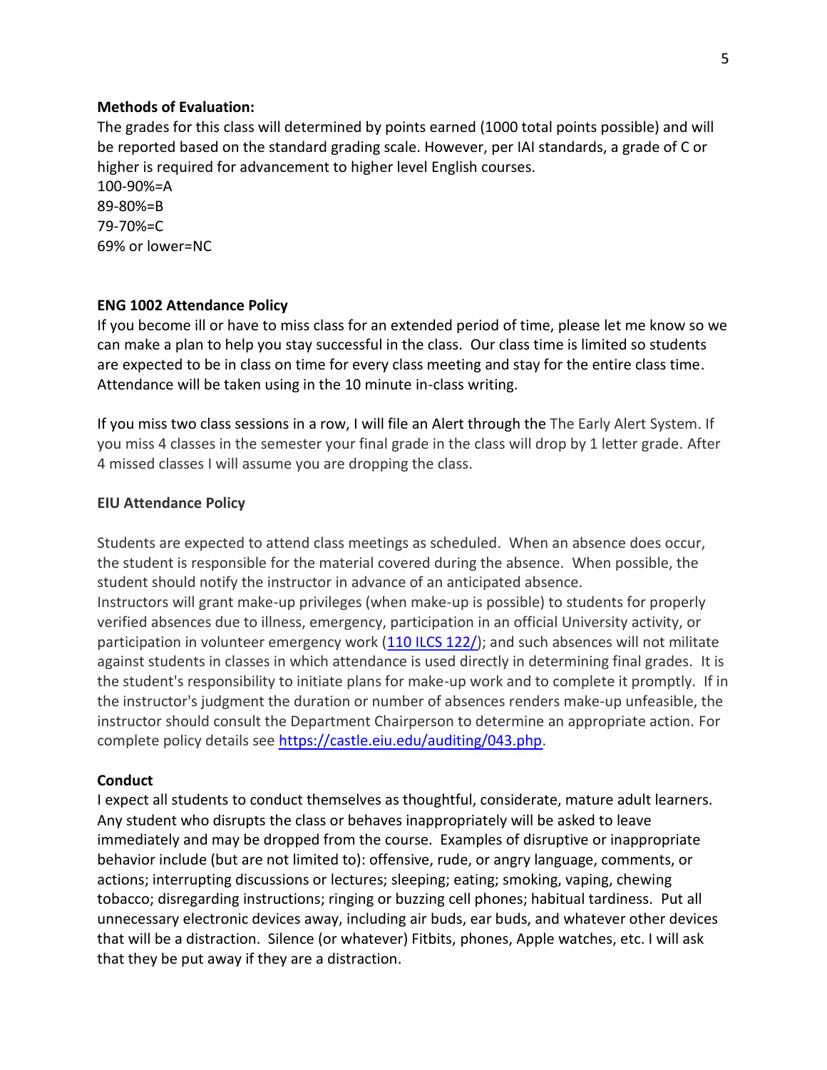**Methods of Evaluation:**
The grades for this class will determined by points earned (1000 total points possible) and will be reported based on the standard grading scale. However, per IAI standards, a grade of C or higher is required for advancement to higher level English courses.
100-90%=A
89-80%=B
79-70%=C
69% or lower=NC

**ENG 1002 Attendance Policy**
If you become ill or have to miss class for an extended period of time, please let me know so we can make a plan to help you stay successful in the class. Our class time is limited so students are expected to be in class on time for every class meeting and stay for the entire class time. Attendance will be taken using in the 10 minute in-class writing.

If you miss two class sessions in a row, I will file an Alert through the The Early Alert System. If you miss 4 classes in the semester your final grade in the class will drop by 1 letter grade. After 4 missed classes I will assume you are dropping the class.

**EIU Attendance Policy**

Students are expected to attend class meetings as scheduled. When an absence does occur, the student is responsible for the material covered during the absence. When possible, the student should notify the instructor in advance of an anticipated absence.
Instructors will grant make-up privileges (when make-up is possible) to students for properly verified absences due to illness, emergency, participation in an official University activity, or participation in volunteer emergency work (110 ILCS 122/); and such absences will not militate against students in classes in which attendance is used directly in determining final grades. It is the student's responsibility to initiate plans for make-up work and to complete it promptly. If in the instructor's judgment the duration or number of absences renders make-up unfeasible, the instructor should consult the Department Chairperson to determine an appropriate action. For complete policy details see https://castle.eiu.edu/auditing/043.php.

**Conduct**
I expect all students to conduct themselves as thoughtful, considerate, mature adult learners. Any student who disrupts the class or behaves inappropriately will be asked to leave immediately and may be dropped from the course. Examples of disruptive or inappropriate behavior include (but are not limited to): offensive, rude, or angry language, comments, or actions; interrupting discussions or lectures; sleeping; eating; smoking, vaping, chewing tobacco; disregarding instructions; ringing or buzzing cell phones; habitual tardiness. Put all unnecessary electronic devices away, including air buds, ear buds, and whatever other devices that will be a distraction. Silence (or whatever) Fitbits, phones, Apple watches, etc. I will ask that they be put away if they are a distraction.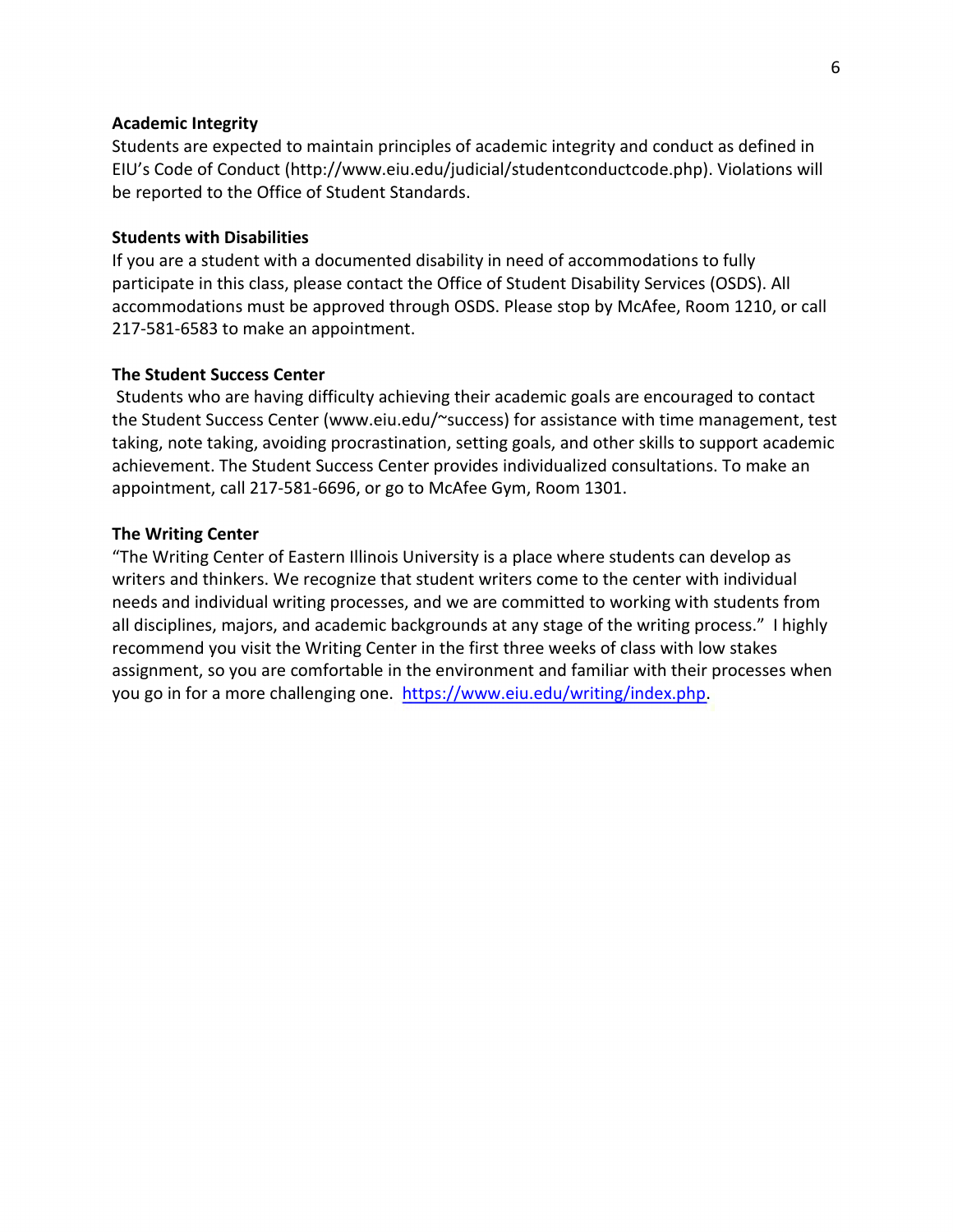**Academic Integrity**

Students are expected to maintain principles of academic integrity and conduct as defined in EIU's Code of Conduct (http://www.eiu.edu/judicial/studentconductcode.php). Violations will be reported to the Office of Student Standards.

**Students with Disabilities**

If you are a student with a documented disability in need of accommodations to fully participate in this class, please contact the Office of Student Disability Services (OSDS). All accommodations must be approved through OSDS. Please stop by McAfee, Room 1210, or call 217-581-6583 to make an appointment.

**The Student Success Center**

Students who are having difficulty achieving their academic goals are encouraged to contact the Student Success Center (www.eiu.edu/~success) for assistance with time management, test taking, note taking, avoiding procrastination, setting goals, and other skills to support academic achievement. The Student Success Center provides individualized consultations. To make an appointment, call 217-581-6696, or go to McAfee Gym, Room 1301.

**The Writing Center**

"The Writing Center of Eastern Illinois University is a place where students can develop as writers and thinkers. We recognize that student writers come to the center with individual needs and individual writing processes, and we are committed to working with students from all disciplines, majors, and academic backgrounds at any stage of the writing process." I highly recommend you visit the Writing Center in the first three weeks of class with low stakes assignment, so you are comfortable in the environment and familiar with their processes when you go in for a more challenging one. https://www.eiu.edu/writing/index.php.